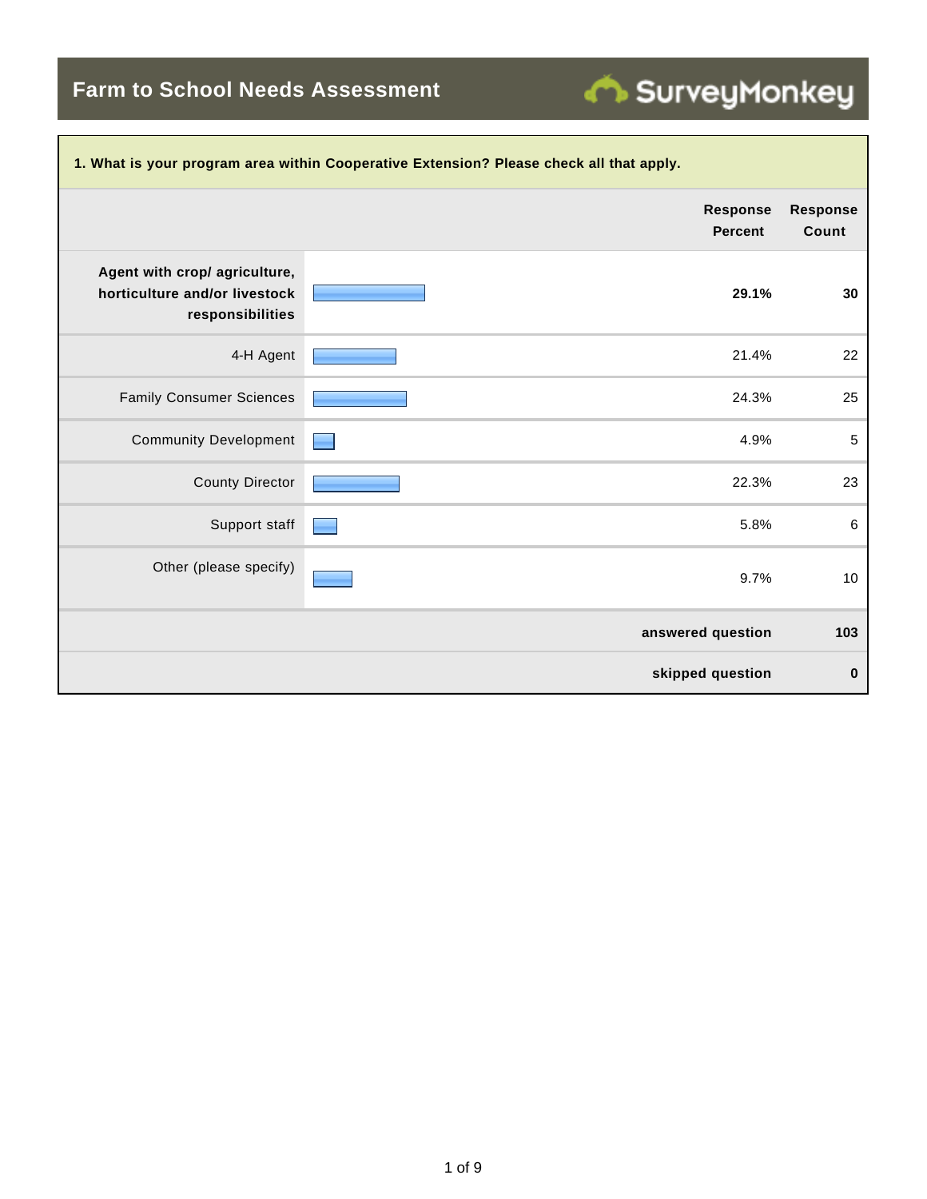# Farm to School Needs Assessment

SurveyMonkey

**1. What is your program area within Cooperative Extension? Please check all that apply.**

| | Response Percent | Response Count |
|---|---|---|
| **Agent with crop/ agriculture, horticulture and/or livestock responsibilities** | **29.1%** | **30** |
| 4-H Agent | 21.4% | 22 |
| Family Consumer Sciences | 24.3% | 25 |
| Community Development | 4.9% | 5 |
| County Director | 22.3% | 23 |
| Support staff | 5.8% | 6 |
| Other (please specify) | 9.7% | 10 |
| | **answered question** | **103** |
| | **skipped question** | **0** |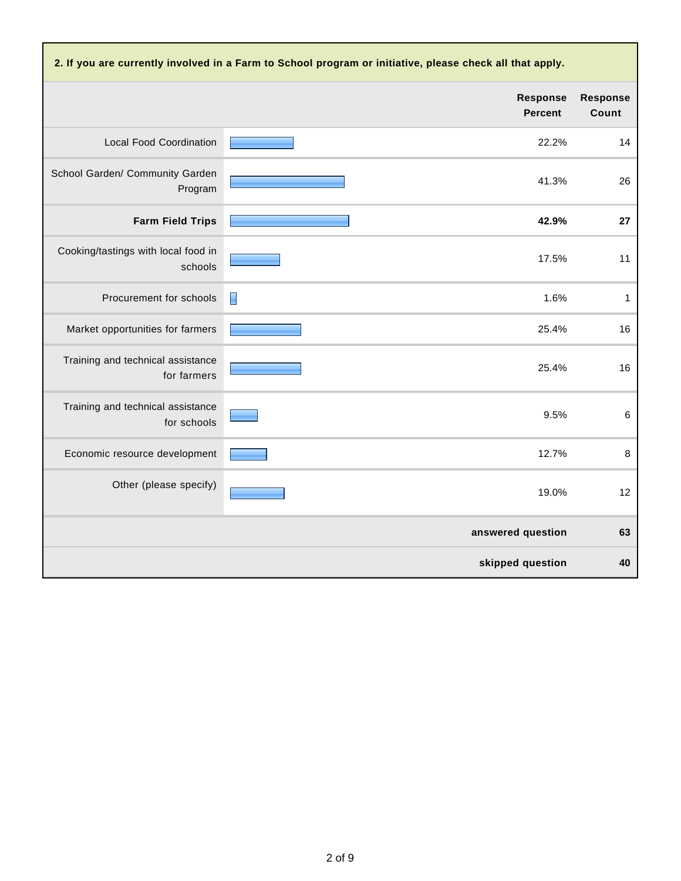**2. If you are currently involved in a Farm to School program or initiative, please check all that apply.**

| | Response Percent | Response Count |
|---|---|---|
| Local Food Coordination | 22.2% | 14 |
| School Garden/ Community Garden Program | 41.3% | 26 |
| **Farm Field Trips** | **42.9%** | **27** |
| Cooking/tastings with local food in schools | 17.5% | 11 |
| Procurement for schools | 1.6% | 1 |
| Market opportunities for farmers | 25.4% | 16 |
| Training and technical assistance for farmers | 25.4% | 16 |
| Training and technical assistance for schools | 9.5% | 6 |
| Economic resource development | 12.7% | 8 |
| Other (please specify) | 19.0% | 12 |
| | **answered question** | **63** |
| | **skipped question** | **40** |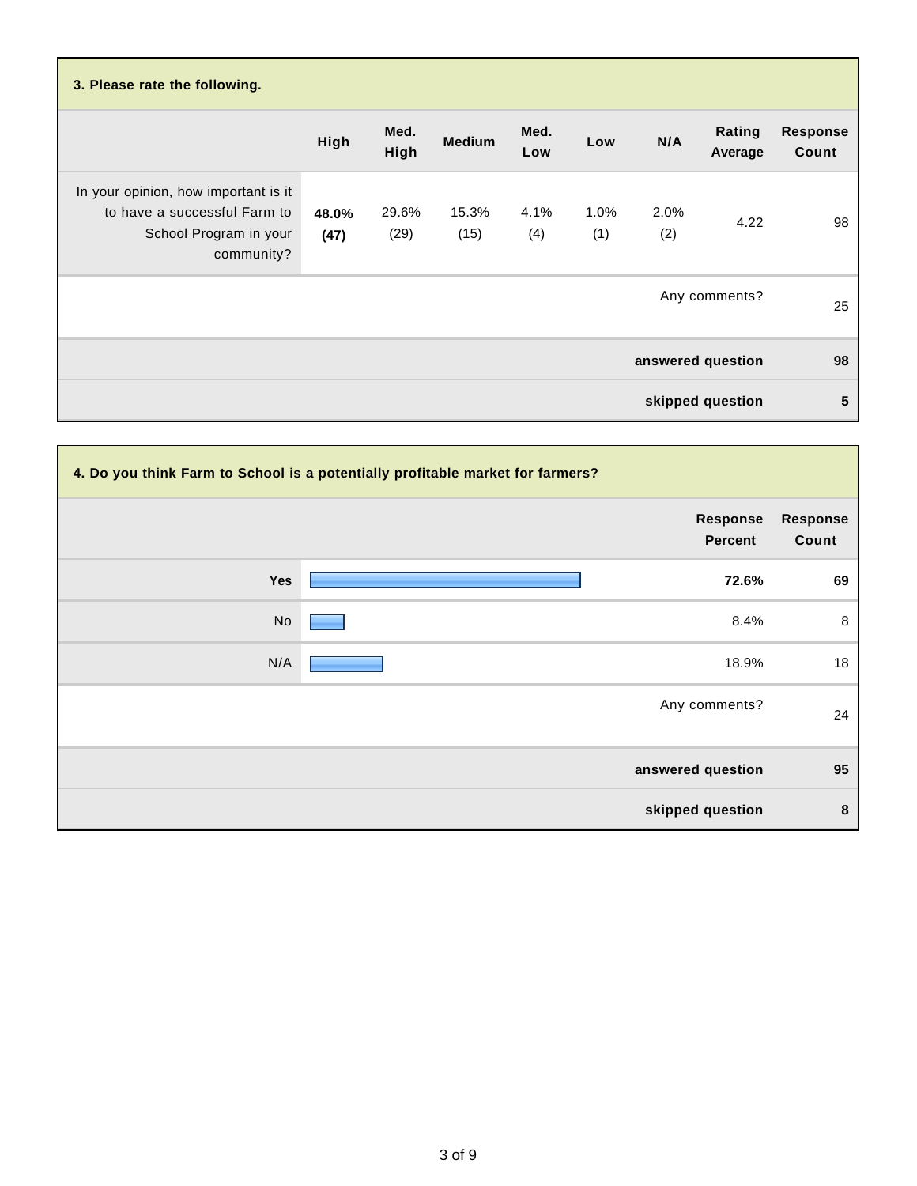### 3. Please rate the following.

| | High | Med. High | Medium | Med. Low | Low | N/A | Rating Average | Response Count |
|---|---|---|---|---|---|---|---|---|
| In your opinion, how important is it to have a successful Farm to School Program in your community? | **48.0% (47)** | 29.6% (29) | 15.3% (15) | 4.1% (4) | 1.0% (1) | 2.0% (2) | 4.22 | 98 |
| | | | | | | | Any comments? | 25 |
| | | | | | | | **answered question** | **98** |
| | | | | | | | **skipped question** | **5** |

### 4. Do you think Farm to School is a potentially profitable market for farmers?

| | Response Percent | Response Count |
|---|---|---|
| **Yes** | **72.6%** | **69** |
| No | 8.4% | 8 |
| N/A | 18.9% | 18 |
| | Any comments? | 24 |
| | **answered question** | **95** |
| | **skipped question** | **8** |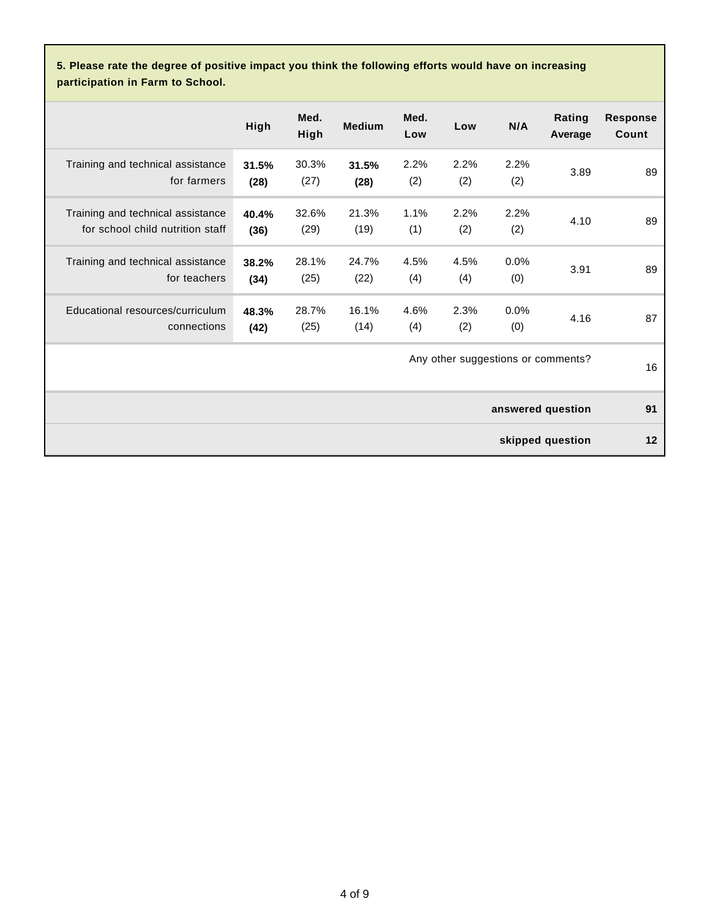**5. Please rate the degree of positive impact you think the following efforts would have on increasing participation in Farm to School.**

| | High | Med. High | Medium | Med. Low | Low | N/A | Rating Average | Response Count |
|---|---|---|---|---|---|---|---|---|
| Training and technical assistance for farmers | **31.5% (28)** | 30.3% (27) | **31.5% (28)** | 2.2% (2) | 2.2% (2) | 2.2% (2) | 3.89 | 89 |
| Training and technical assistance for school child nutrition staff | **40.4% (36)** | 32.6% (29) | 21.3% (19) | 1.1% (1) | 2.2% (2) | 2.2% (2) | 4.10 | 89 |
| Training and technical assistance for teachers | **38.2% (34)** | 28.1% (25) | 24.7% (22) | 4.5% (4) | 4.5% (4) | 0.0% (0) | 3.91 | 89 |
| Educational resources/curriculum connections | **48.3% (42)** | 28.7% (25) | 16.1% (14) | 4.6% (4) | 2.3% (2) | 0.0% (0) | 4.16 | 87 |
| | | | | | | | Any other suggestions or comments? | 16 |
| | | | | | | | **answered question** | **91** |
| | | | | | | | **skipped question** | **12** |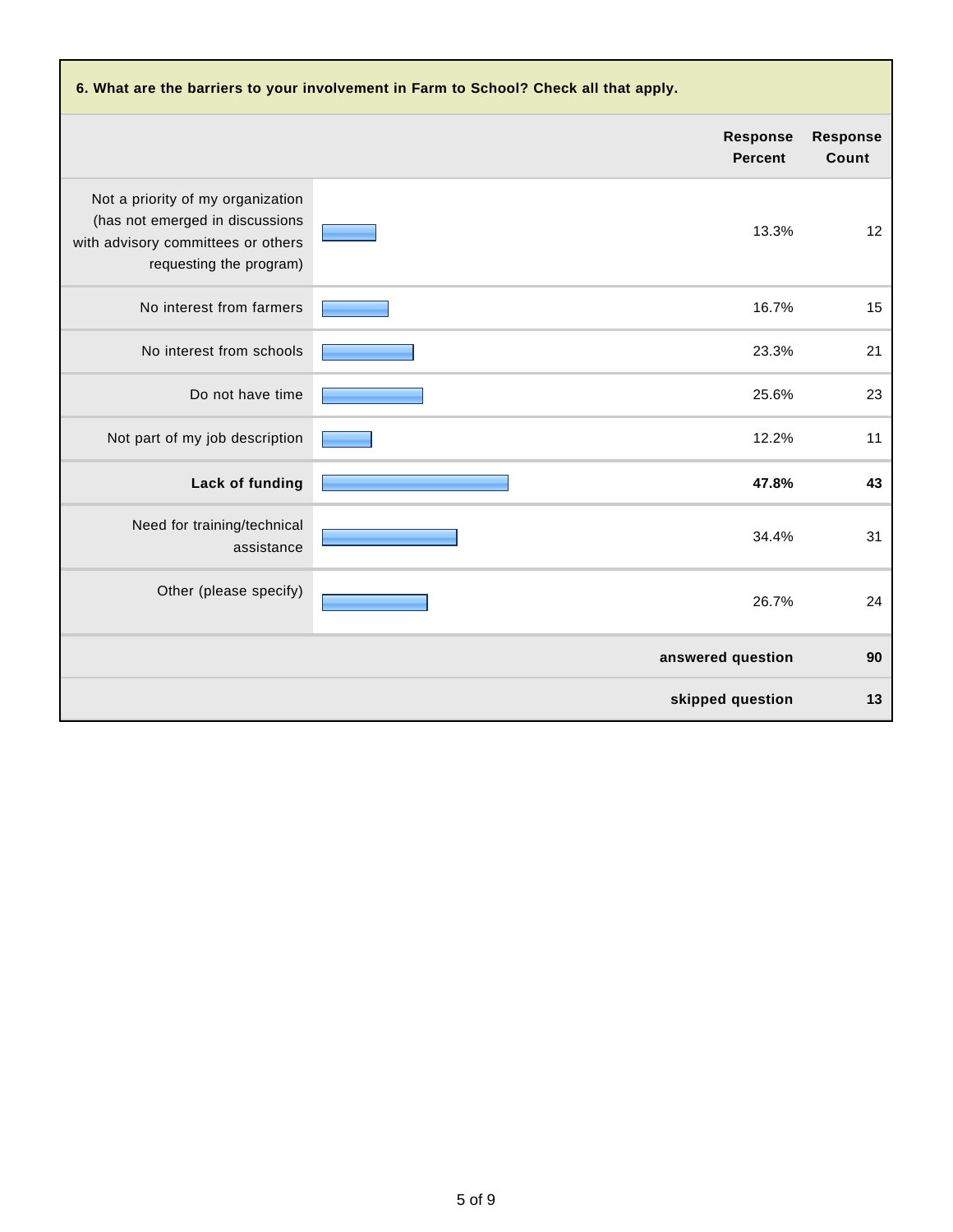**6. What are the barriers to your involvement in Farm to School? Check all that apply.**

| | Response Percent | Response Count |
|---|---|---|
| Not a priority of my organization (has not emerged in discussions with advisory committees or others requesting the program) | 13.3% | 12 |
| No interest from farmers | 16.7% | 15 |
| No interest from schools | 23.3% | 21 |
| Do not have time | 25.6% | 23 |
| Not part of my job description | 12.2% | 11 |
| **Lack of funding** | **47.8%** | **43** |
| Need for training/technical assistance | 34.4% | 31 |
| Other (please specify) | 26.7% | 24 |
| | **answered question** | **90** |
| | **skipped question** | **13** |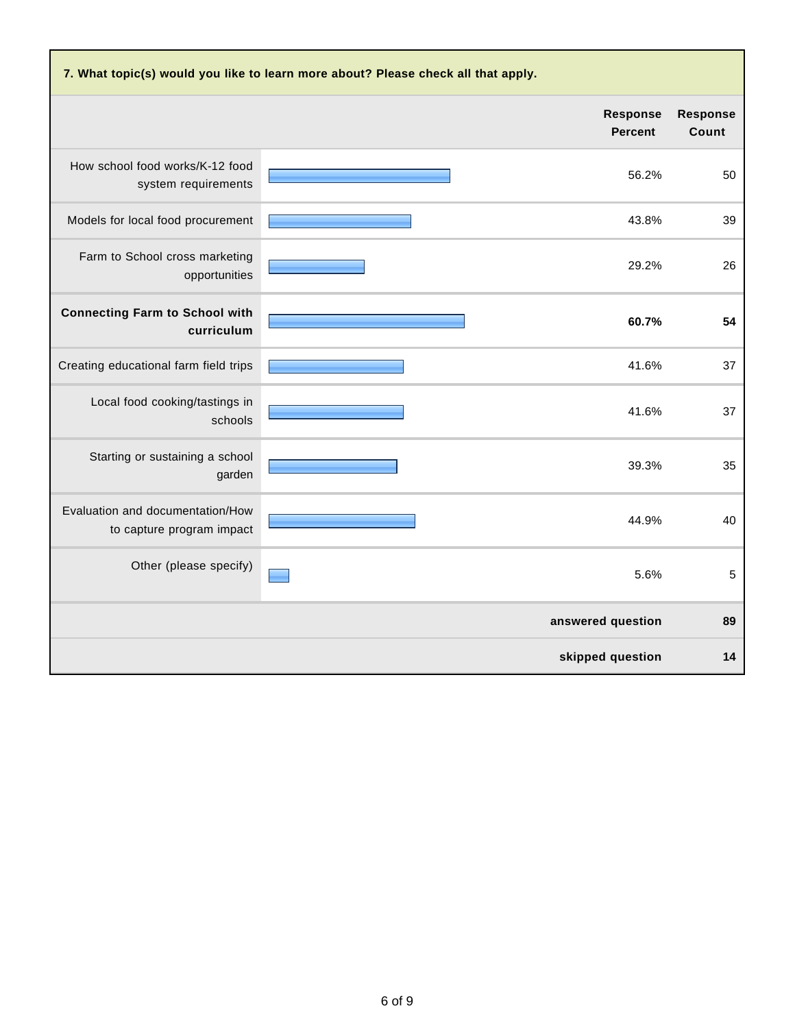**7. What topic(s) would you like to learn more about? Please check all that apply.**

| | Response Percent | Response Count |
|---|---|---|
| How school food works/K-12 food system requirements | 56.2% | 50 |
| Models for local food procurement | 43.8% | 39 |
| Farm to School cross marketing opportunities | 29.2% | 26 |
| **Connecting Farm to School with curriculum** | **60.7%** | **54** |
| Creating educational farm field trips | 41.6% | 37 |
| Local food cooking/tastings in schools | 41.6% | 37 |
| Starting or sustaining a school garden | 39.3% | 35 |
| Evaluation and documentation/How to capture program impact | 44.9% | 40 |
| Other (please specify) | 5.6% | 5 |
| | **answered question** | **89** |
| | **skipped question** | **14** |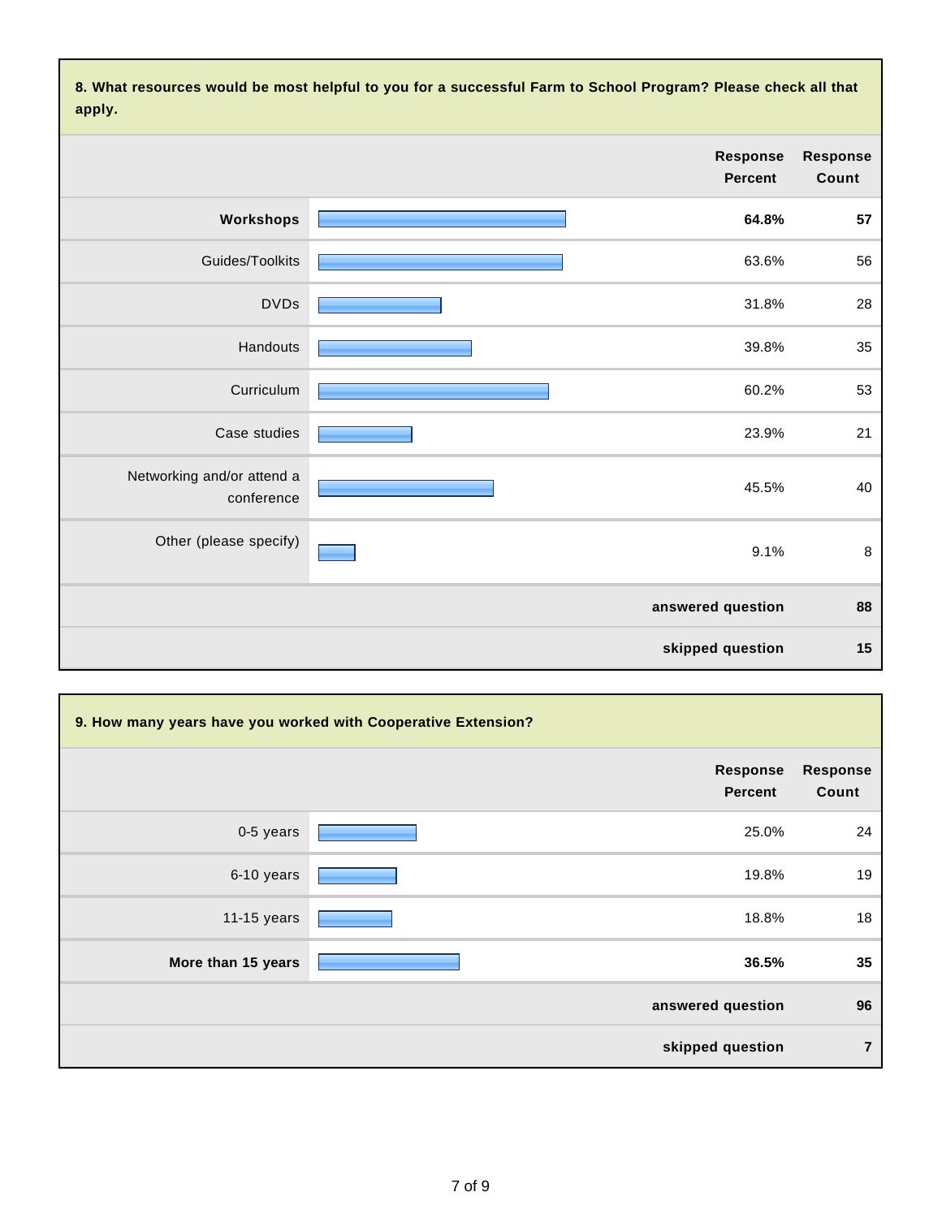**8. What resources would be most helpful to you for a successful Farm to School Program? Please check all that apply.**

| | Response Percent | Response Count |
|---|---|---|
| **Workshops** | **64.8%** | **57** |
| Guides/Toolkits | 63.6% | 56 |
| DVDs | 31.8% | 28 |
| Handouts | 39.8% | 35 |
| Curriculum | 60.2% | 53 |
| Case studies | 23.9% | 21 |
| Networking and/or attend a conference | 45.5% | 40 |
| Other (please specify) | 9.1% | 8 |
| | **answered question** | **88** |
| | **skipped question** | **15** |

**9. How many years have you worked with Cooperative Extension?**

| | Response Percent | Response Count |
|---|---|---|
| 0-5 years | 25.0% | 24 |
| 6-10 years | 19.8% | 19 |
| 11-15 years | 18.8% | 18 |
| **More than 15 years** | **36.5%** | **35** |
| | **answered question** | **96** |
| | **skipped question** | **7** |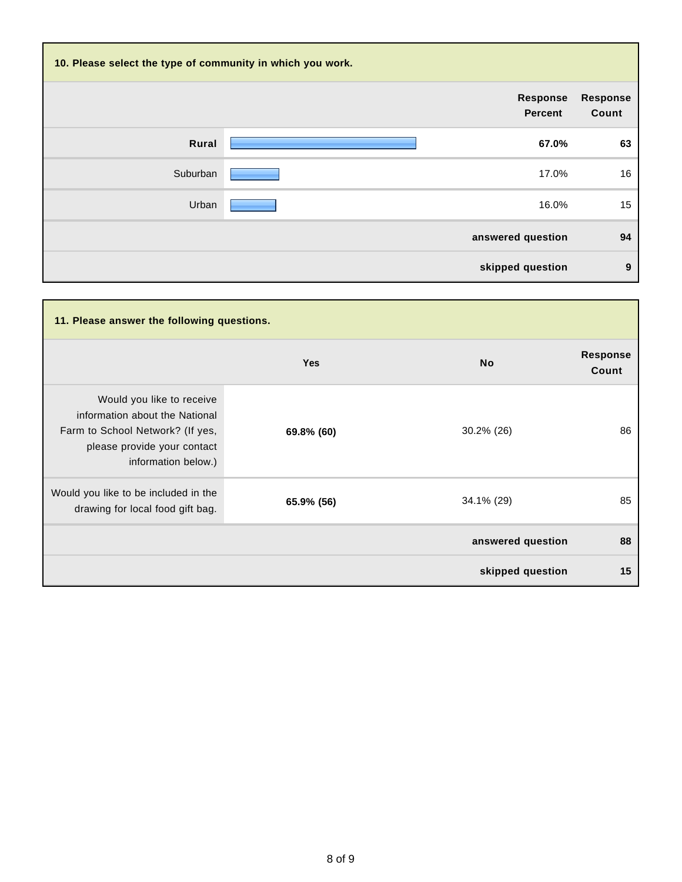### 10. Please select the type of community in which you work.

| | Response Percent | Response Count |
|---|---|---|
| **Rural** | **67.0%** | **63** |
| Suburban | 17.0% | 16 |
| Urban | 16.0% | 15 |
| | **answered question** | **94** |
| | **skipped question** | **9** |

### 11. Please answer the following questions.

| | Yes | No | Response Count |
|---|---|---|---|
| Would you like to receive information about the National Farm to School Network? (If yes, please provide your contact information below.) | **69.8% (60)** | 30.2% (26) | 86 |
| Would you like to be included in the drawing for local food gift bag. | **65.9% (56)** | 34.1% (29) | 85 |
| | | **answered question** | **88** |
| | | **skipped question** | **15** |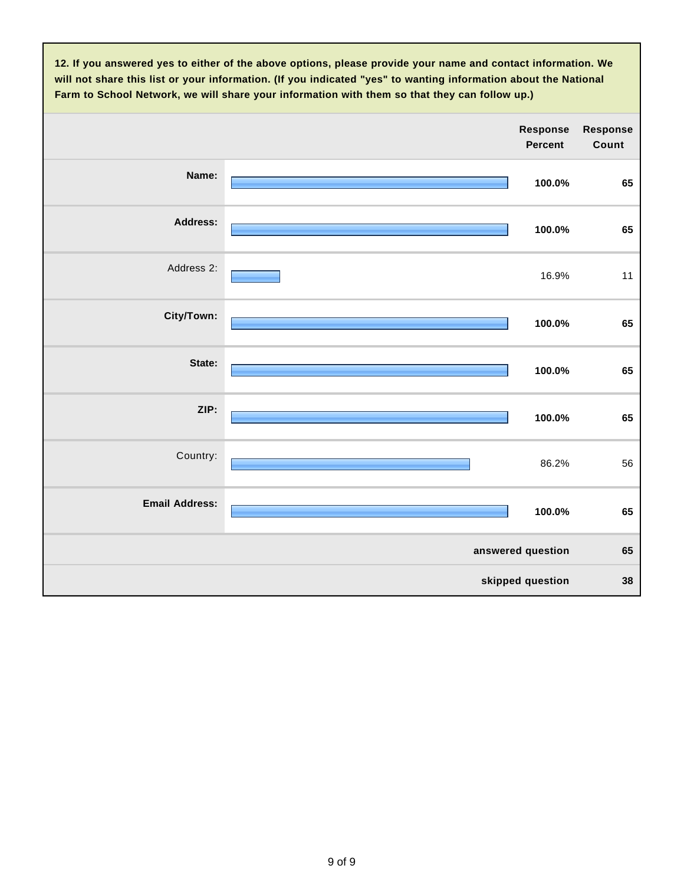**12. If you answered yes to either of the above options, please provide your name and contact information. We will not share this list or your information. (If you indicated "yes" to wanting information about the National Farm to School Network, we will share your information with them so that they can follow up.)**

| | Response Percent | Response Count |
|---|---|---|
| **Name:** | **100.0%** | **65** |
| **Address:** | **100.0%** | **65** |
| Address 2: | 16.9% | 11 |
| **City/Town:** | **100.0%** | **65** |
| **State:** | **100.0%** | **65** |
| **ZIP:** | **100.0%** | **65** |
| Country: | 86.2% | 56 |
| **Email Address:** | **100.0%** | **65** |
| | **answered question** | **65** |
| | **skipped question** | **38** |